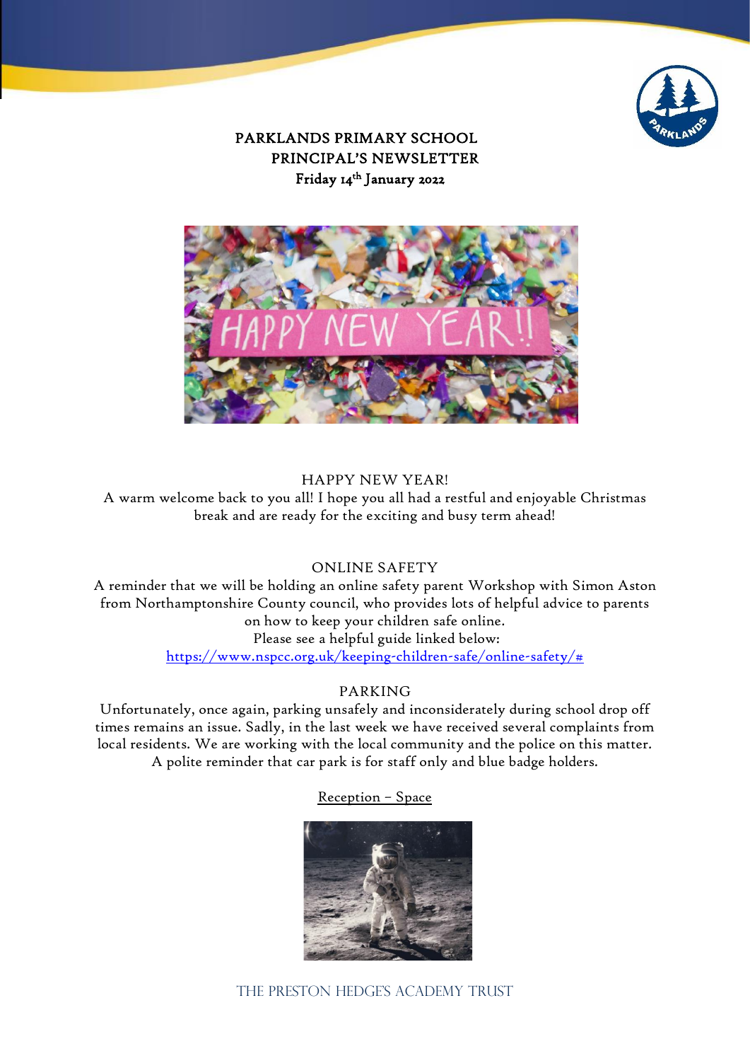# PARKLANDS PRIMARY SCHOOL
## PRINCIPAL'S NEWSLETTER
### Friday 14th January 2022

## HAPPY NEW YEAR!

A warm welcome back to you all! I hope you all had a restful and enjoyable Christmas break and are ready for the exciting and busy term ahead!

## ONLINE SAFETY

A reminder that we will be holding an online safety parent Workshop with Simon Aston from Northamptonshire County council, who provides lots of helpful advice to parents on how to keep your children safe online.

Please see a helpful guide linked below:

https://www.nspcc.org.uk/keeping-children-safe/online-safety/#

## PARKING

Unfortunately, once again, parking unsafely and inconsiderately during school drop off times remains an issue. Sadly, in the last week we have received several complaints from local residents. We are working with the local community and the police on this matter. A polite reminder that car park is for staff only and blue badge holders.

## Reception – Space

THE PRESTON HEDGE'S ACADEMY TRUST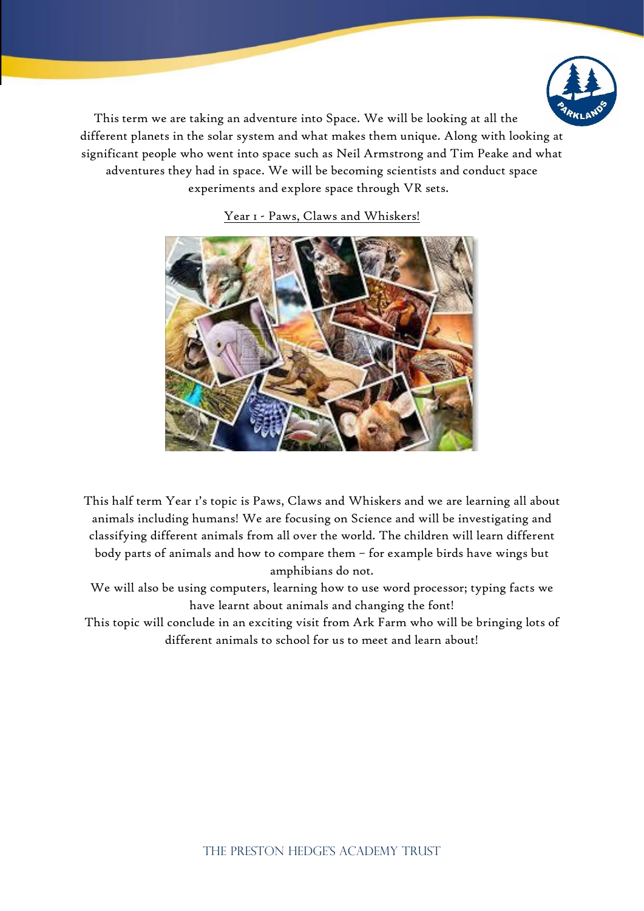This term we are taking an adventure into Space. We will be looking at all the different planets in the solar system and what makes them unique. Along with looking at significant people who went into space such as Neil Armstrong and Tim Peake and what adventures they had in space. We will be becoming scientists and conduct space experiments and explore space through VR sets.

## Year 1 - Paws, Claws and Whiskers!

This half term Year 1's topic is Paws, Claws and Whiskers and we are learning all about animals including humans! We are focusing on Science and will be investigating and classifying different animals from all over the world. The children will learn different body parts of animals and how to compare them – for example birds have wings but amphibians do not.

We will also be using computers, learning how to use word processor; typing facts we have learnt about animals and changing the font!

This topic will conclude in an exciting visit from Ark Farm who will be bringing lots of different animals to school for us to meet and learn about!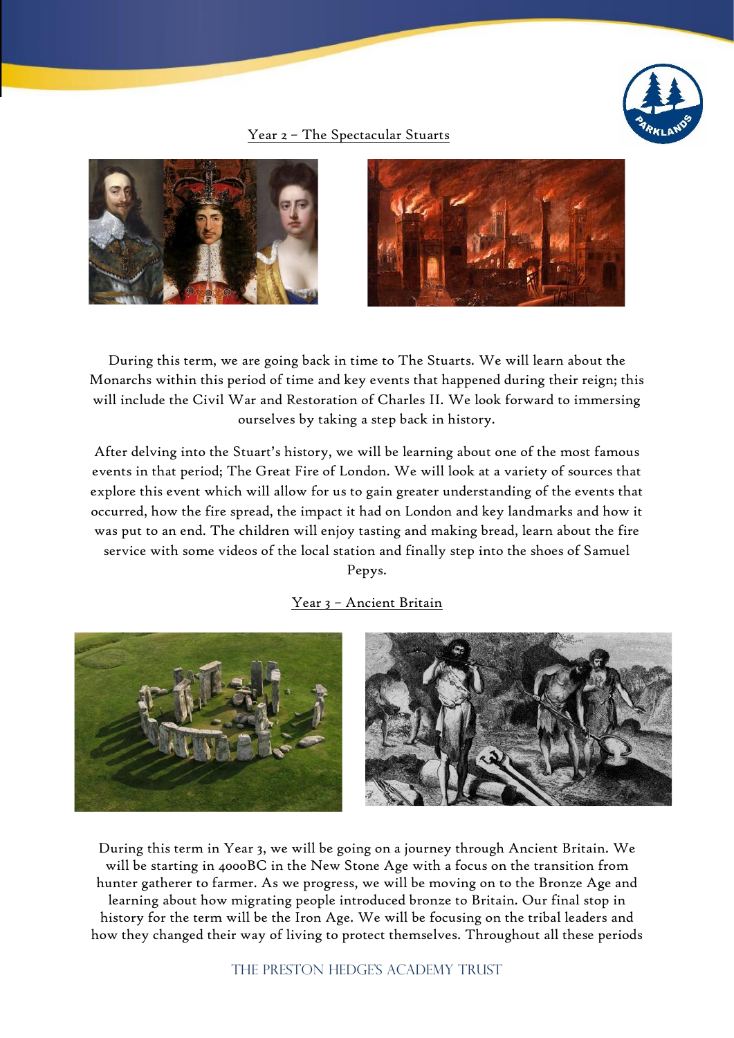## Year 2 – The Spectacular Stuarts

During this term, we are going back in time to The Stuarts. We will learn about the Monarchs within this period of time and key events that happened during their reign; this will include the Civil War and Restoration of Charles II. We look forward to immersing ourselves by taking a step back in history.

After delving into the Stuart's history, we will be learning about one of the most famous events in that period; The Great Fire of London. We will look at a variety of sources that explore this event which will allow for us to gain greater understanding of the events that occurred, how the fire spread, the impact it had on London and key landmarks and how it was put to an end. The children will enjoy tasting and making bread, learn about the fire service with some videos of the local station and finally step into the shoes of Samuel Pepys.

## Year 3 – Ancient Britain

During this term in Year 3, we will be going on a journey through Ancient Britain. We will be starting in 4000BC in the New Stone Age with a focus on the transition from hunter gatherer to farmer. As we progress, we will be moving on to the Bronze Age and learning about how migrating people introduced bronze to Britain. Our final stop in history for the term will be the Iron Age. We will be focusing on the tribal leaders and how they changed their way of living to protect themselves. Throughout all these periods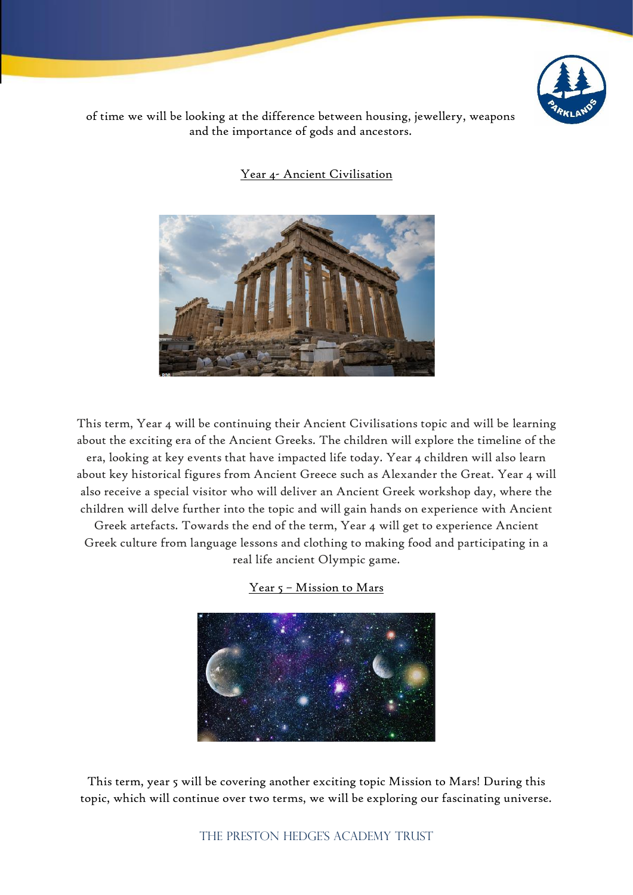of time we will be looking at the difference between housing, jewellery, weapons and the importance of gods and ancestors.

## Year 4- Ancient Civilisation

This term, Year 4 will be continuing their Ancient Civilisations topic and will be learning about the exciting era of the Ancient Greeks. The children will explore the timeline of the era, looking at key events that have impacted life today. Year 4 children will also learn about key historical figures from Ancient Greece such as Alexander the Great. Year 4 will also receive a special visitor who will deliver an Ancient Greek workshop day, where the children will delve further into the topic and will gain hands on experience with Ancient Greek artefacts. Towards the end of the term, Year 4 will get to experience Ancient Greek culture from language lessons and clothing to making food and participating in a real life ancient Olympic game.

## Year 5 – Mission to Mars

This term, year 5 will be covering another exciting topic Mission to Mars! During this topic, which will continue over two terms, we will be exploring our fascinating universe.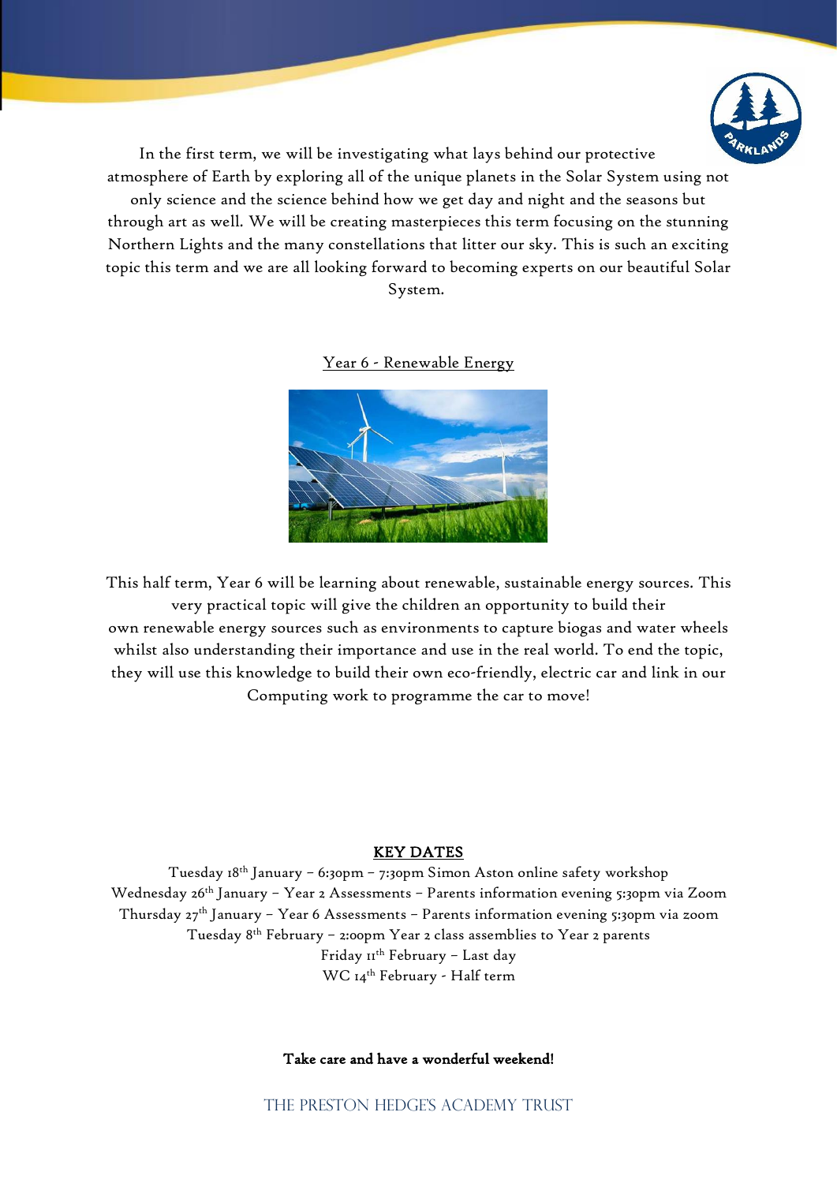In the first term, we will be investigating what lays behind our protective atmosphere of Earth by exploring all of the unique planets in the Solar System using not only science and the science behind how we get day and night and the seasons but through art as well. We will be creating masterpieces this term focusing on the stunning Northern Lights and the many constellations that litter our sky. This is such an exciting topic this term and we are all looking forward to becoming experts on our beautiful Solar System.

## Year 6 - Renewable Energy

This half term, Year 6 will be learning about renewable, sustainable energy sources. This very practical topic will give the children an opportunity to build their own renewable energy sources such as environments to capture biogas and water wheels whilst also understanding their importance and use in the real world. To end the topic, they will use this knowledge to build their own eco-friendly, electric car and link in our Computing work to programme the car to move!

## KEY DATES

Tuesday 18th January – 6:30pm – 7:30pm Simon Aston online safety workshop
Wednesday 26th January – Year 2 Assessments – Parents information evening 5:30pm via Zoom
Thursday 27th January – Year 6 Assessments – Parents information evening 5:30pm via zoom
Tuesday 8th February – 2:00pm Year 2 class assemblies to Year 2 parents
Friday 11th February – Last day
WC 14th February - Half term

**Take care and have a wonderful weekend!**

THE PRESTON HEDGE'S ACADEMY TRUST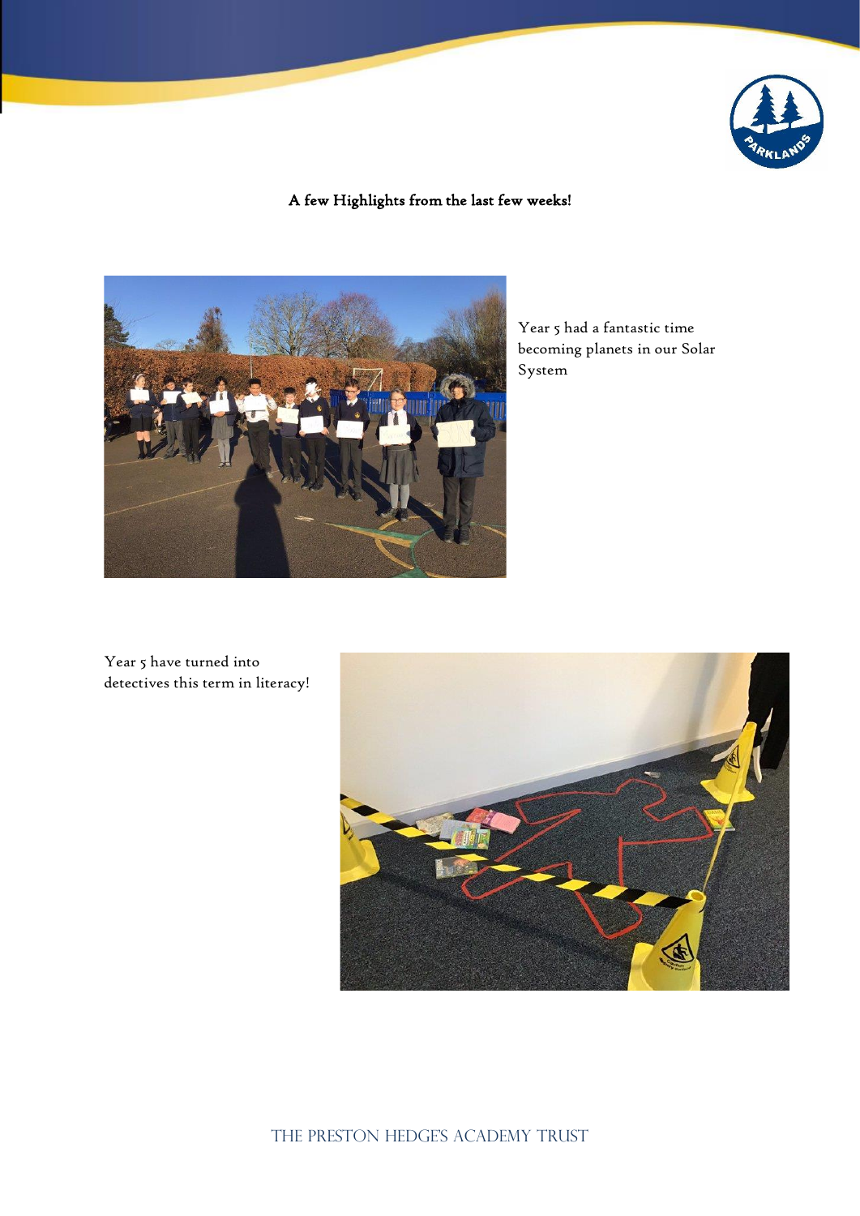**A few Highlights from the last few weeks!**

Year 5 had a fantastic time becoming planets in our Solar System

Year 5 have turned into detectives this term in literacy!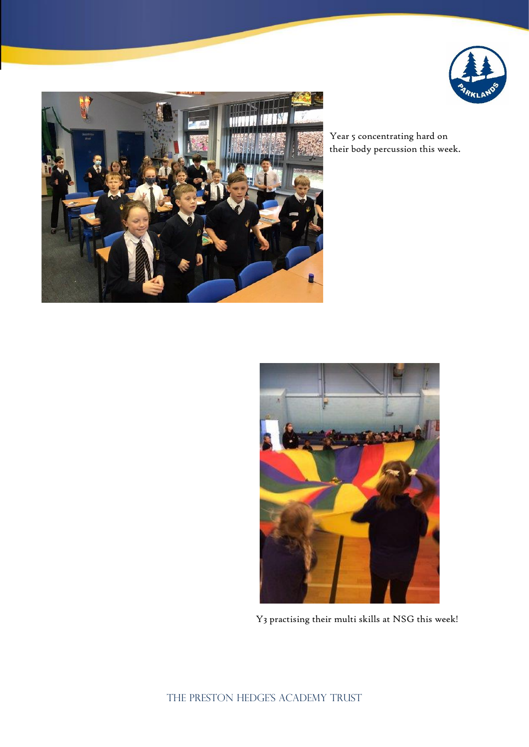Year 5 concentrating hard on their body percussion this week.

Y3 practising their multi skills at NSG this week!